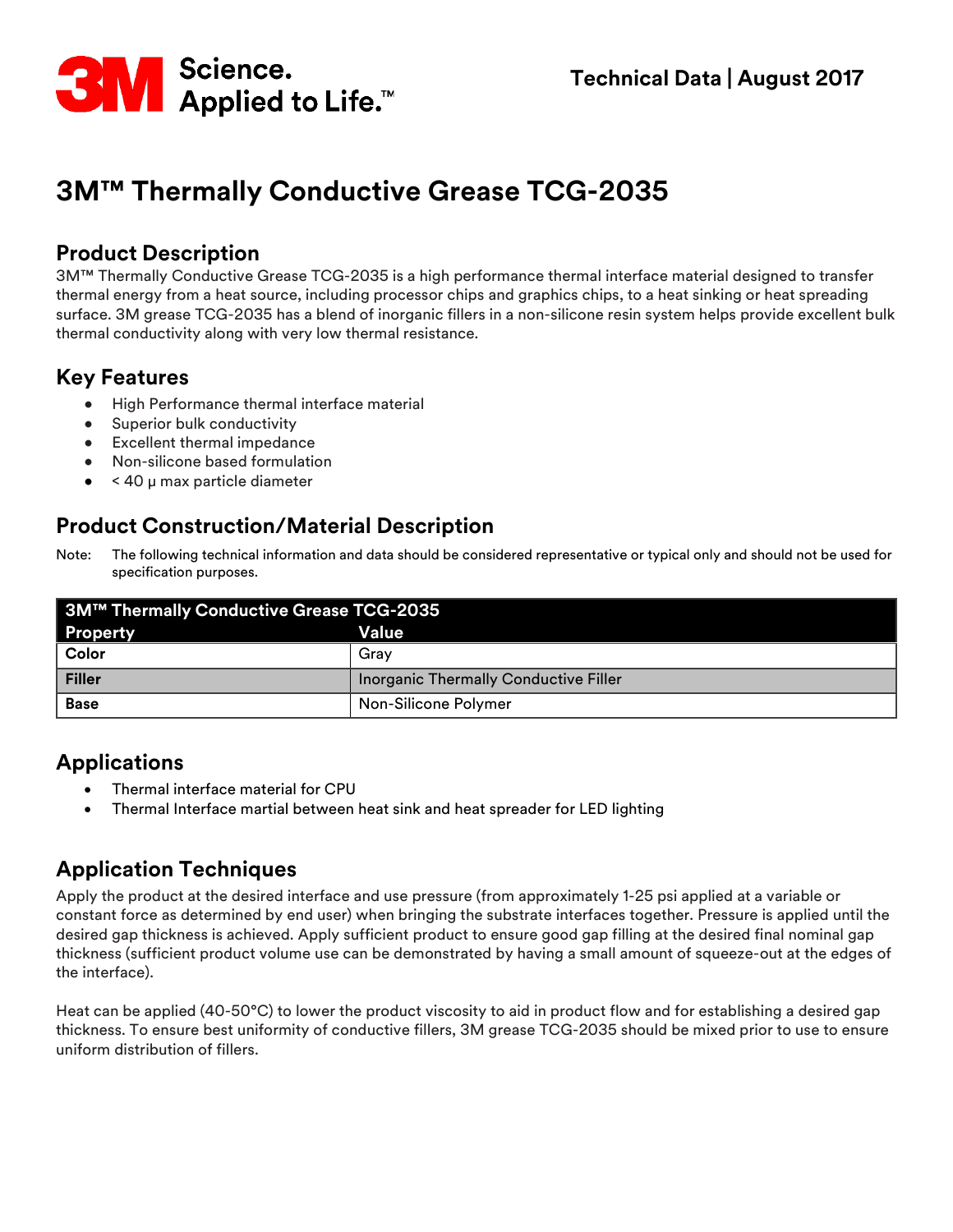3M Science. Applied to Life.™

**Technical Data | August 2017**

# 3M™ Thermally Conductive Grease TCG-2035

## Product Description

3M™ Thermally Conductive Grease TCG-2035 is a high performance thermal interface material designed to transfer thermal energy from a heat source, including processor chips and graphics chips, to a heat sinking or heat spreading surface. 3M grease TCG-2035 has a blend of inorganic fillers in a non-silicone resin system helps provide excellent bulk thermal conductivity along with very low thermal resistance.

## Key Features

- High Performance thermal interface material
- Superior bulk conductivity
- Excellent thermal impedance
- Non-silicone based formulation
- < 40 μ max particle diameter

## Product Construction/Material Description

Note: The following technical information and data should be considered representative or typical only and should not be used for specification purposes.

| 3M™ Thermally Conductive Grease TCG-2035 | |
|---|---|
| **Property** | **Value** |
| **Color** | Gray |
| **Filler** | Inorganic Thermally Conductive Filler |
| **Base** | Non-Silicone Polymer |

## Applications

- Thermal interface material for CPU
- Thermal Interface martial between heat sink and heat spreader for LED lighting

## Application Techniques

Apply the product at the desired interface and use pressure (from approximately 1-25 psi applied at a variable or constant force as determined by end user) when bringing the substrate interfaces together. Pressure is applied until the desired gap thickness is achieved. Apply sufficient product to ensure good gap filling at the desired final nominal gap thickness (sufficient product volume use can be demonstrated by having a small amount of squeeze-out at the edges of the interface).

Heat can be applied (40-50°C) to lower the product viscosity to aid in product flow and for establishing a desired gap thickness. To ensure best uniformity of conductive fillers, 3M grease TCG-2035 should be mixed prior to use to ensure uniform distribution of fillers.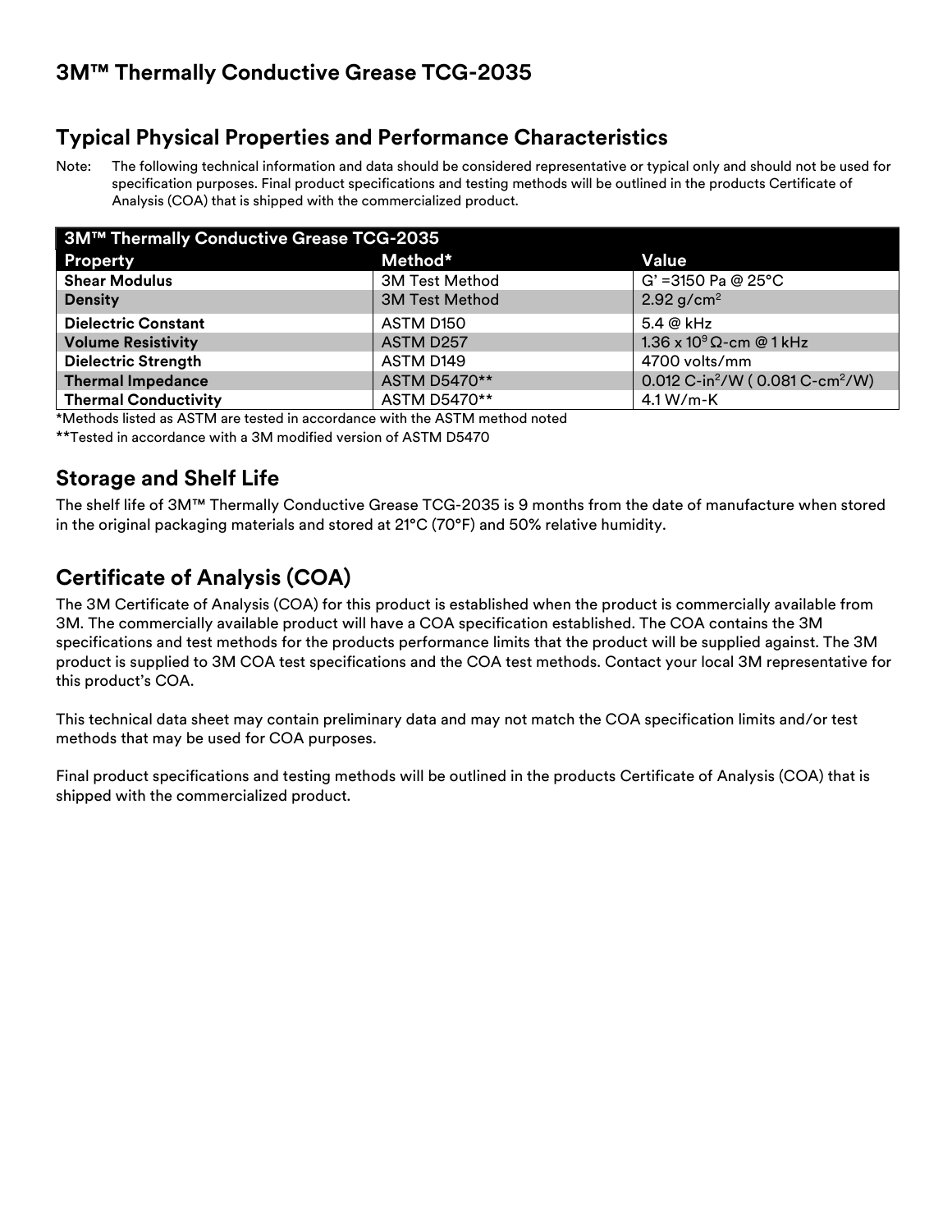## 3M™ Thermally Conductive Grease TCG-2035

## Typical Physical Properties and Performance Characteristics

Note: The following technical information and data should be considered representative or typical only and should not be used for specification purposes. Final product specifications and testing methods will be outlined in the products Certificate of Analysis (COA) that is shipped with the commercialized product.

| 3M™ Thermally Conductive Grease TCG-2035 | | |
|---|---|---|
| **Property** | **Method*** | **Value** |
| **Shear Modulus** | 3M Test Method | G' =3150 Pa @ 25°C |
| **Density** | 3M Test Method | 2.92 g/cm$^2$ |
| **Dielectric Constant** | ASTM D150 | 5.4 @ kHz |
| **Volume Resistivity** | ASTM D257 | 1.36 x $10^9$ Ω-cm @ 1 kHz |
| **Dielectric Strength** | ASTM D149 | 4700 volts/mm |
| **Thermal Impedance** | ASTM D5470** | 0.012 C-in$^2$/W ( 0.081 C-cm$^2$/W) |
| **Thermal Conductivity** | ASTM D5470** | 4.1 W/m-K |

*Methods listed as ASTM are tested in accordance with the ASTM method noted

**Tested in accordance with a 3M modified version of ASTM D5470

## Storage and Shelf Life

The shelf life of 3M™ Thermally Conductive Grease TCG-2035 is 9 months from the date of manufacture when stored in the original packaging materials and stored at 21°C (70°F) and 50% relative humidity.

## Certificate of Analysis (COA)

The 3M Certificate of Analysis (COA) for this product is established when the product is commercially available from 3M. The commercially available product will have a COA specification established. The COA contains the 3M specifications and test methods for the products performance limits that the product will be supplied against. The 3M product is supplied to 3M COA test specifications and the COA test methods. Contact your local 3M representative for this product's COA.

This technical data sheet may contain preliminary data and may not match the COA specification limits and/or test methods that may be used for COA purposes.

Final product specifications and testing methods will be outlined in the products Certificate of Analysis (COA) that is shipped with the commercialized product.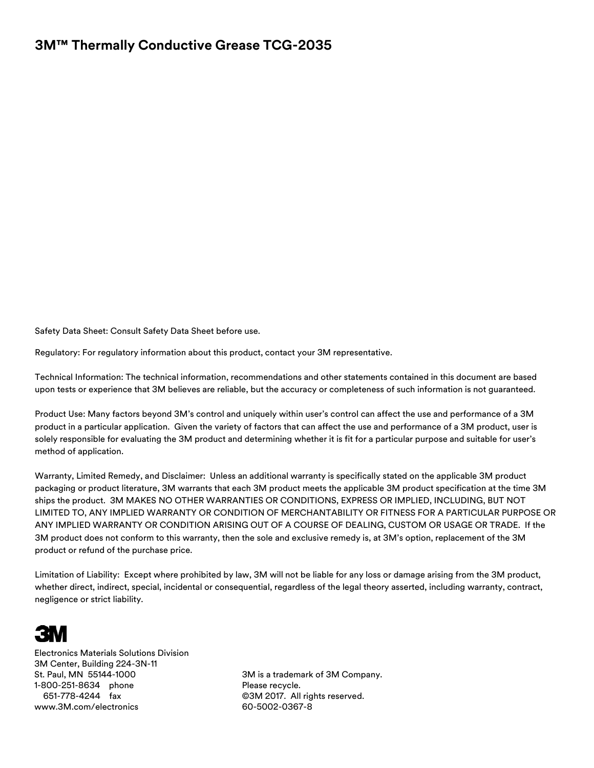# 3M™ Thermally Conductive Grease TCG-2035

Safety Data Sheet: Consult Safety Data Sheet before use.

Regulatory: For regulatory information about this product, contact your 3M representative.

Technical Information: The technical information, recommendations and other statements contained in this document are based upon tests or experience that 3M believes are reliable, but the accuracy or completeness of such information is not guaranteed.

Product Use: Many factors beyond 3M's control and uniquely within user's control can affect the use and performance of a 3M product in a particular application. Given the variety of factors that can affect the use and performance of a 3M product, user is solely responsible for evaluating the 3M product and determining whether it is fit for a particular purpose and suitable for user's method of application.

Warranty, Limited Remedy, and Disclaimer: Unless an additional warranty is specifically stated on the applicable 3M product packaging or product literature, 3M warrants that each 3M product meets the applicable 3M product specification at the time 3M ships the product. 3M MAKES NO OTHER WARRANTIES OR CONDITIONS, EXPRESS OR IMPLIED, INCLUDING, BUT NOT LIMITED TO, ANY IMPLIED WARRANTY OR CONDITION OF MERCHANTABILITY OR FITNESS FOR A PARTICULAR PURPOSE OR ANY IMPLIED WARRANTY OR CONDITION ARISING OUT OF A COURSE OF DEALING, CUSTOM OR USAGE OR TRADE. If the 3M product does not conform to this warranty, then the sole and exclusive remedy is, at 3M's option, replacement of the 3M product or refund of the purchase price.

Limitation of Liability: Except where prohibited by law, 3M will not be liable for any loss or damage arising from the 3M product, whether direct, indirect, special, incidental or consequential, regardless of the legal theory asserted, including warranty, contract, negligence or strict liability.

3M

Electronics Materials Solutions Division
3M Center, Building 224-3N-11
St. Paul, MN 55144-1000
1-800-251-8634 phone
651-778-4244 fax
www.3M.com/electronics

3M is a trademark of 3M Company.
Please recycle.
©3M 2017. All rights reserved.
60-5002-0367-8